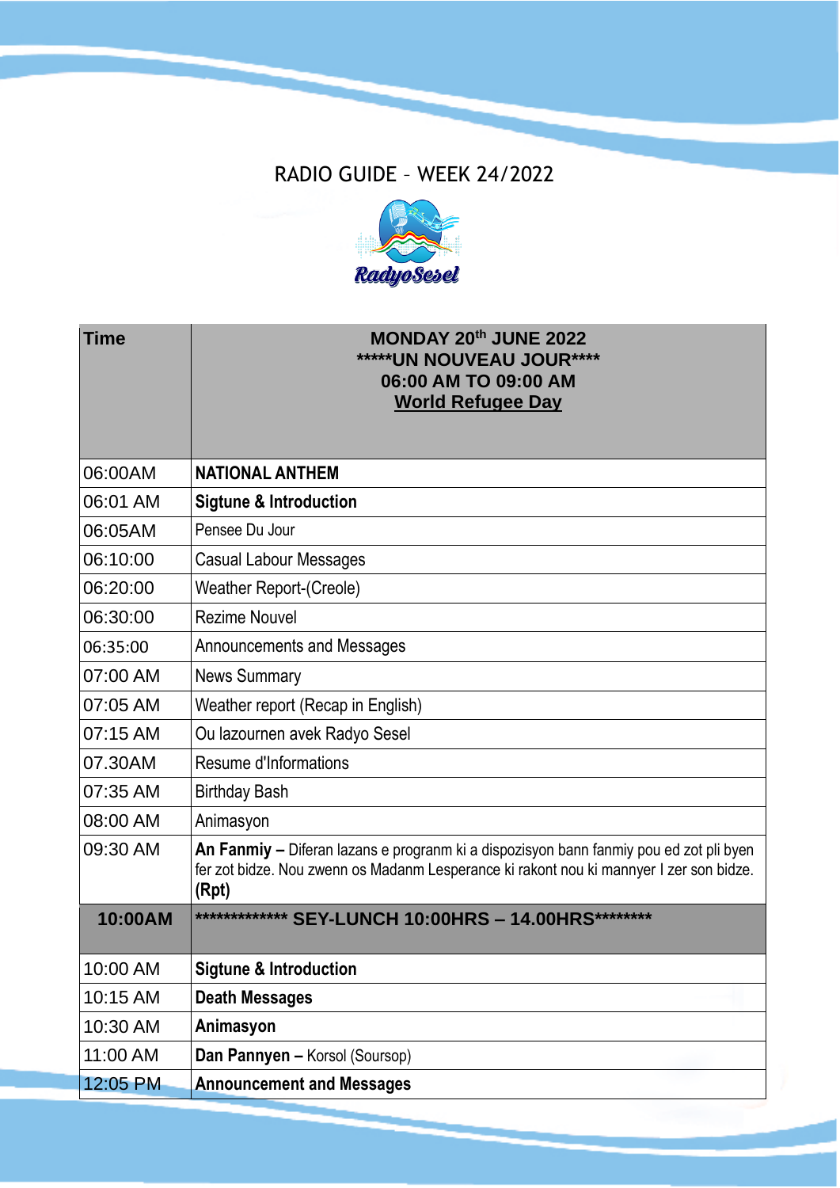# RADIO GUIDE – WEEK 24/2022

RadyoSesel

| Time | MONDAY 20th JUNE 2022<br>*****UN NOUVEAU JOUR****<br>06:00 AM TO 09:00 AM<br>World Refugee Day |
|---|---|
| 06:00AM | **NATIONAL ANTHEM** |
| 06:01 AM | **Sigtune & Introduction** |
| 06:05AM | Pensee Du Jour |
| 06:10:00 | Casual Labour Messages |
| 06:20:00 | Weather Report-(Creole) |
| 06:30:00 | Rezime Nouvel |
| 06:35:00 | Announcements and Messages |
| 07:00 AM | News Summary |
| 07:05 AM | Weather report (Recap in English) |
| 07:15 AM | Ou lazournen avek Radyo Sesel |
| 07.30AM | Resume d'Informations |
| 07:35 AM | Birthday Bash |
| 08:00 AM | Animasyon |
| 09:30 AM | **An Fanmiy –** Diferan lazans e progranm ki a dispozisyon bann fanmiy pou ed zot pli byen fer zot bidze. Nou zwenn os Madanm Lesperance ki rakont nou ki mannyer I zer son bidze. **(Rpt)** |
| **10:00AM** | **************** SEY-LUNCH 10:00HRS – 14.00HRS********** |
| 10:00 AM | **Sigtune & Introduction** |
| 10:15 AM | **Death Messages** |
| 10:30 AM | **Animasyon** |
| 11:00 AM | **Dan Pannyen –** Korsol (Soursop) |
| 12:05 PM | **Announcement and Messages** |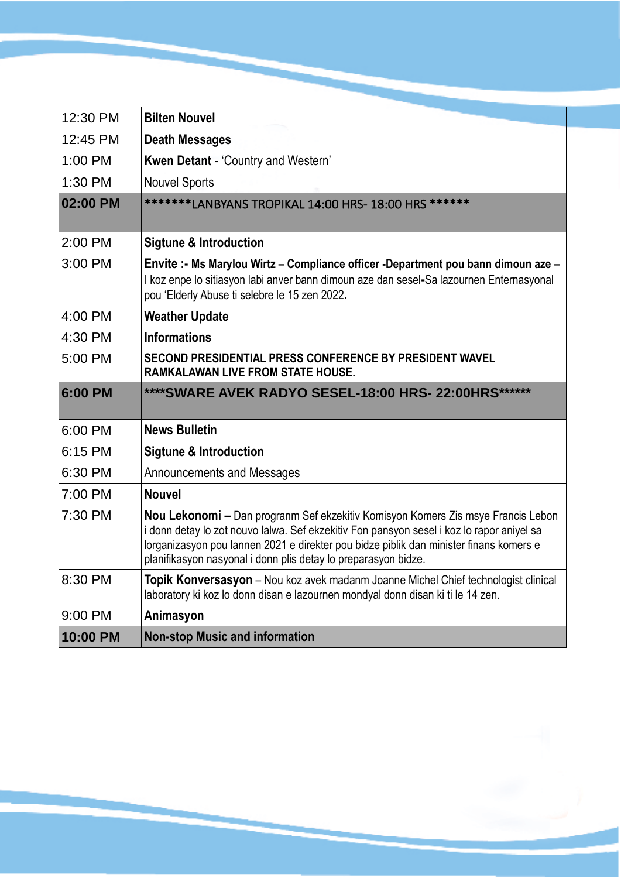| | |
|---|---|
| 12:30 PM | **Bilten Nouvel** |
| 12:45 PM | **Death Messages** |
| 1:00 PM | **Kwen Detant** - 'Country and Western' |
| 1:30 PM | Nouvel Sports |
| **02:00 PM** | *******LANBYANS TROPIKAL 14:00 HRS- 18:00 HRS ****** |
| 2:00 PM | **Sigtune & Introduction** |
| 3:00 PM | **Envite :- Ms Marylou Wirtz – Compliance officer -Department pou bann dimoun aze –** I koz enpe lo sitiasyon labi anver bann dimoun aze dan sesel**-**Sa lazournen Enternasyonal pou 'Elderly Abuse ti selebre le 15 zen 2022**.** |
| 4:00 PM | **Weather Update** |
| 4:30 PM | **Informations** |
| 5:00 PM | **SECOND PRESIDENTIAL PRESS CONFERENCE BY PRESIDENT WAVEL RAMKALAWAN LIVE FROM STATE HOUSE.** |
| **6:00 PM** | **\*\*\*\*SWARE AVEK RADYO SESEL-18:00 HRS- 22:00HRS\*\*\*\*\*\*** |
| 6:00 PM | **News Bulletin** |
| 6:15 PM | **Sigtune & Introduction** |
| 6:30 PM | Announcements and Messages |
| 7:00 PM | **Nouvel** |
| 7:30 PM | **Nou Lekonomi –** Dan progranm Sef ekzekitiv Komisyon Komers Zis msye Francis Lebon i donn detay lo zot nouvo lalwa. Sef ekzekitiv Fon pansyon sesel i koz lo rapor aniyel sa lorganizasyon pou lannen 2021 e direkter pou bidze piblik dan minister finans komers e planifikasyon nasyonal i donn plis detay lo preparasyon bidze. |
| 8:30 PM | **Topik Konversasyon** – Nou koz avek madanm Joanne Michel Chief technologist clinical laboratory ki koz lo donn disan e lazournen mondyal donn disan ki ti le 14 zen. |
| 9:00 PM | **Animasyon** |
| **10:00 PM** | **Non-stop Music and information** |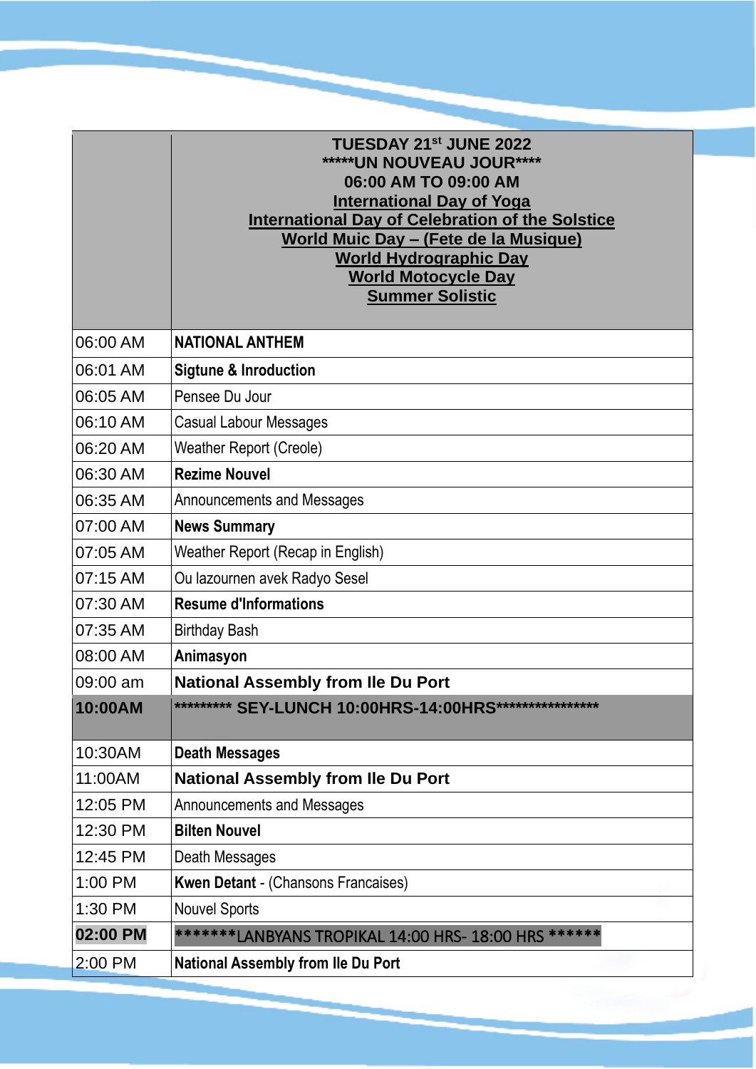| | |
|---|---|
| | **TUESDAY 21st JUNE 2022**<br>**\*\*\*\*\*UN NOUVEAU JOUR\*\*\*\***<br>**06:00 AM TO 09:00 AM**<br>**International Day of Yoga**<br>**International Day of Celebration of the Solstice**<br>**World Muic Day – (Fete de la Musique)**<br>**World Hydrographic Day**<br>**World Motocycle Day**<br>**Summer Solistic** |
| 06:00 AM | **NATIONAL ANTHEM** |
| 06:01 AM | **Sigtune & Inroduction** |
| 06:05 AM | Pensee Du Jour |
| 06:10 AM | Casual Labour Messages |
| 06:20 AM | Weather Report (Creole) |
| 06:30 AM | **Rezime Nouvel** |
| 06:35 AM | Announcements and Messages |
| 07:00 AM | **News Summary** |
| 07:05 AM | Weather Report (Recap in English) |
| 07:15 AM | Ou lazournen avek Radyo Sesel |
| 07:30 AM | **Resume d'Informations** |
| 07:35 AM | Birthday Bash |
| 08:00 AM | **Animasyon** |
| 09:00 am | **National Assembly from Ile Du Port** |
| **10:00AM** | **\*\*\*\*\*\*\*\*\* SEY-LUNCH 10:00HRS-14:00HRS\*\*\*\*\*\*\*\*\*\*\*\*\*\*\*\*** |
| 10:30AM | **Death Messages** |
| 11:00AM | **National Assembly from Ile Du Port** |
| 12:05 PM | Announcements and Messages |
| 12:30 PM | **Bilten Nouvel** |
| 12:45 PM | Death Messages |
| 1:00 PM | **Kwen Detant** - (Chansons Francaises) |
| 1:30 PM | Nouvel Sports |
| **02:00 PM** | **\*\*\*\*\*\*\***LANBYANS TROPIKAL 14:00 HRS- 18:00 HRS **\*\*\*\*\*\*** |
| 2:00 PM | **National Assembly from Ile Du Port** |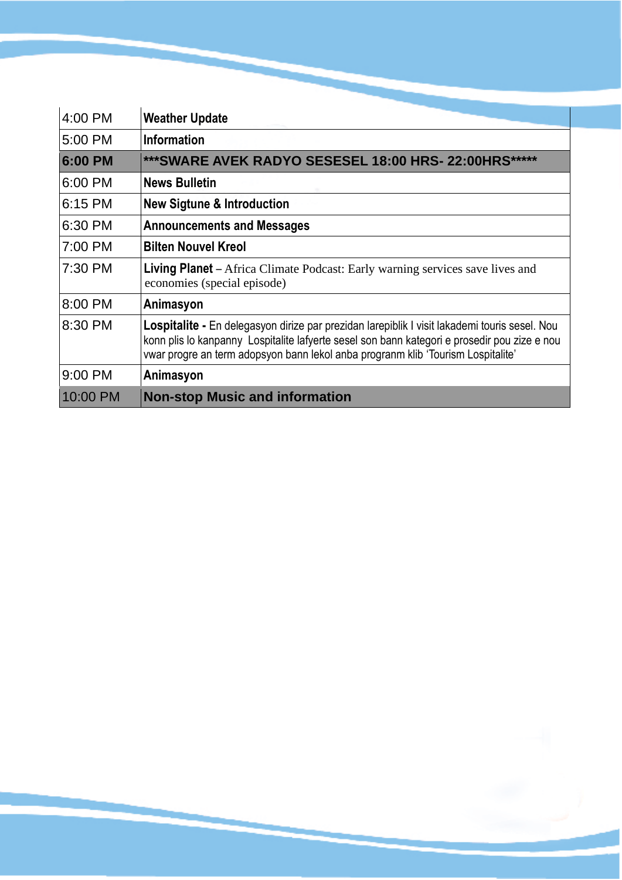| | |
|---|---|
| 4:00 PM | **Weather Update** |
| 5:00 PM | **Information** |
| **6:00 PM** | **\*\*\*SWARE AVEK RADYO SESESEL 18:00 HRS- 22:00HRS\*\*\*\*\*** |
| 6:00 PM | **News Bulletin** |
| 6:15 PM | **New Sigtune & Introduction** |
| 6:30 PM | **Announcements and Messages** |
| 7:00 PM | **Bilten Nouvel Kreol** |
| 7:30 PM | **Living Planet** – Africa Climate Podcast: Early warning services save lives and economies (special episode) |
| 8:00 PM | **Animasyon** |
| 8:30 PM | **Lospitalite -** En delegasyon dirize par prezidan larepiblik I visit lakademi touris sesel. Nou konn plis lo kanpanny Lospitalite lafyerte sesel son bann kategori e prosedir pou zize e nou vwar progre an term adopsyon bann lekol anba progranm klib 'Tourism Lospitalite' |
| 9:00 PM | **Animasyon** |
| 10:00 PM | **Non-stop Music and information** |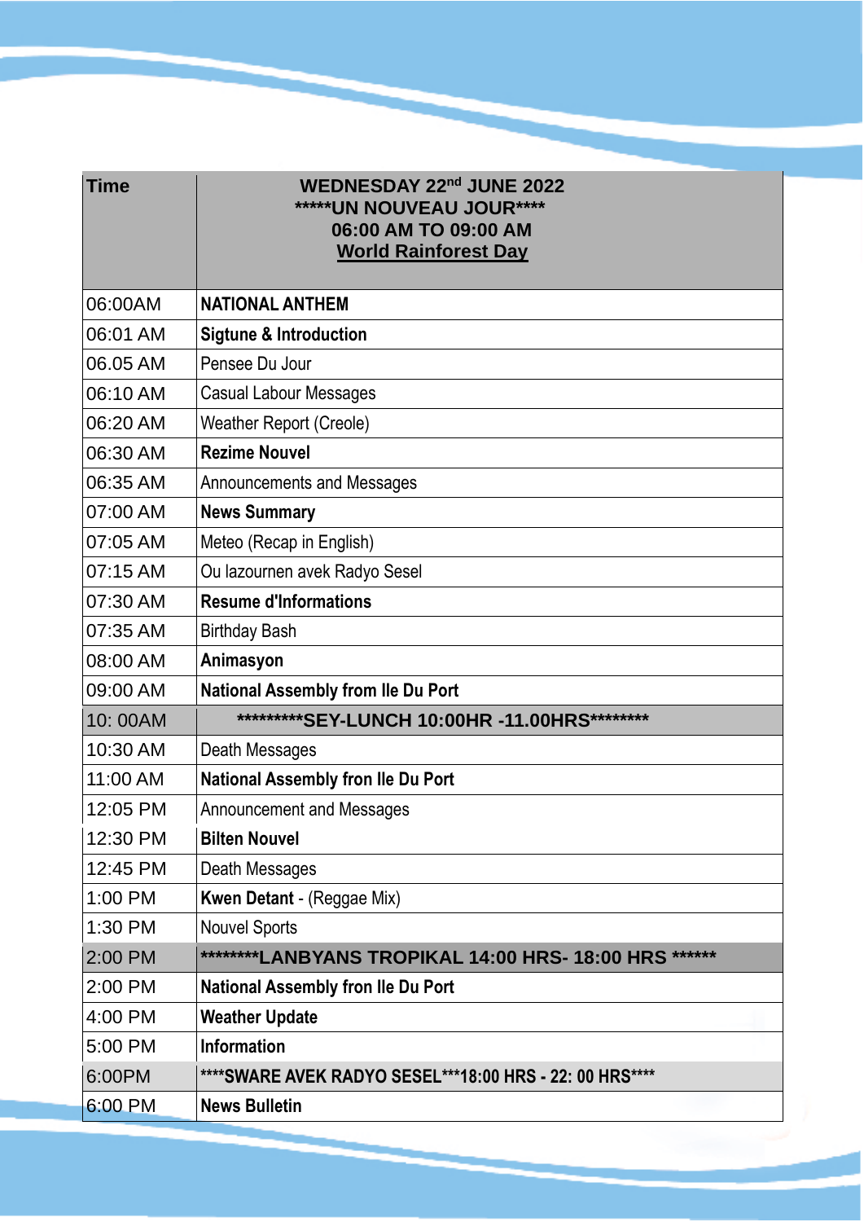| Time | **WEDNESDAY 22nd JUNE 2022**<br>**\*\*\*\*\*UN NOUVEAU JOUR\*\*\*\***<br>**06:00 AM TO 09:00 AM**<br>**World Rainforest Day** |
|---|---|
| 06:00AM | **NATIONAL ANTHEM** |
| 06:01 AM | **Sigtune & Introduction** |
| 06.05 AM | Pensee Du Jour |
| 06:10 AM | Casual Labour Messages |
| 06:20 AM | Weather Report (Creole) |
| 06:30 AM | **Rezime Nouvel** |
| 06:35 AM | Announcements and Messages |
| 07:00 AM | **News Summary** |
| 07:05 AM | Meteo (Recap in English) |
| 07:15 AM | Ou lazournen avek Radyo Sesel |
| 07:30 AM | **Resume d'Informations** |
| 07:35 AM | Birthday Bash |
| 08:00 AM | **Animasyon** |
| 09:00 AM | **National Assembly from Ile Du Port** |
| 10: 00AM | **\*\*\*\*\*\*\*\*\*SEY-LUNCH 10:00HR -11.00HRS\*\*\*\*\*\*\*\*** |
| 10:30 AM | Death Messages |
| 11:00 AM | **National Assembly fron Ile Du Port** |
| 12:05 PM | Announcement and Messages |
| 12:30 PM | **Bilten Nouvel** |
| 12:45 PM | Death Messages |
| 1:00 PM | **Kwen Detant** - (Reggae Mix) |
| 1:30 PM | Nouvel Sports |
| 2:00 PM | **\*\*\*\*\*\*\*\*LANBYANS TROPIKAL 14:00 HRS- 18:00 HRS \*\*\*\*\*\*** |
| 2:00 PM | **National Assembly fron Ile Du Port** |
| 4:00 PM | **Weather Update** |
| 5:00 PM | **Information** |
| 6:00PM | **\*\*\*\*SWARE AVEK RADYO SESEL\*\*\*18:00 HRS - 22: 00 HRS\*\*\*\*** |
| 6:00 PM | **News Bulletin** |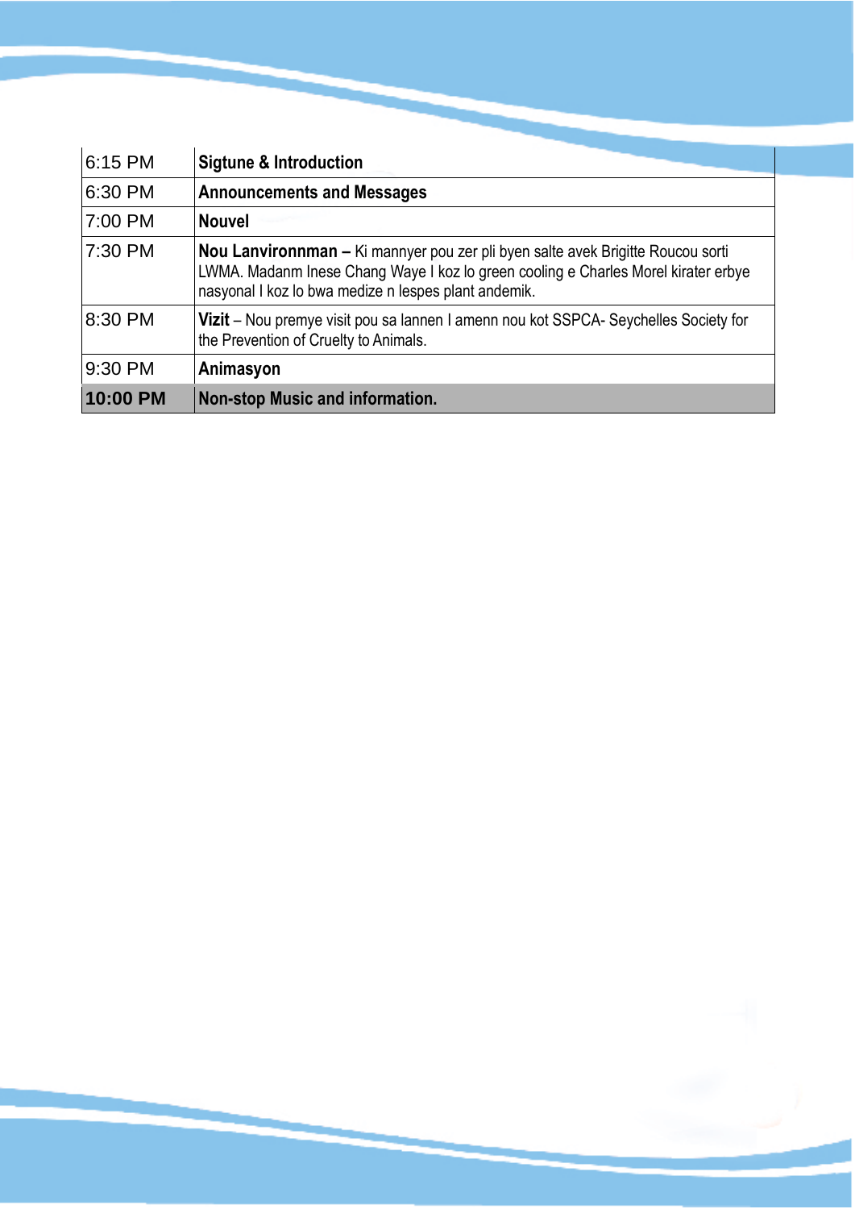| | |
|---|---|
| 6:15 PM | **Sigtune & Introduction** |
| 6:30 PM | **Announcements and Messages** |
| 7:00 PM | **Nouvel** |
| 7:30 PM | **Nou Lanvironnman –** Ki mannyer pou zer pli byen salte avek Brigitte Roucou sorti LWMA. Madanm Inese Chang Waye I koz lo green cooling e Charles Morel kirater erbye nasyonal I koz lo bwa medize n lespes plant andemik. |
| 8:30 PM | **Vizit** – Nou premye visit pou sa lannen I amenn nou kot SSPCA- Seychelles Society for the Prevention of Cruelty to Animals. |
| 9:30 PM | **Animasyon** |
| **10:00 PM** | **Non-stop Music and information.** |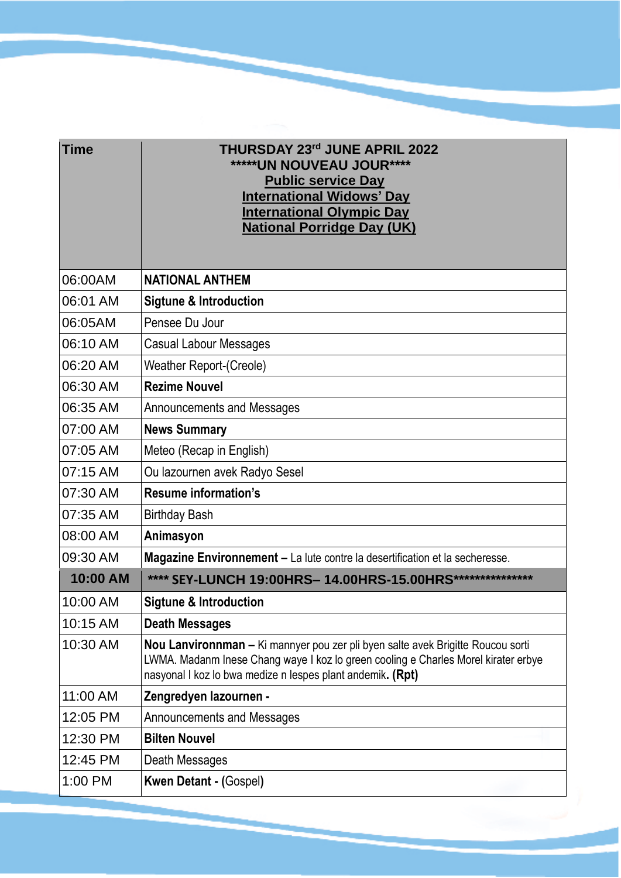| Time | THURSDAY 23rd JUNE APRIL 2022<br>*****UN NOUVEAU JOUR****<br>Public service Day<br>International Widows' Day<br>International Olympic Day<br>National Porridge Day (UK) |
|---|---|
| 06:00AM | **NATIONAL ANTHEM** |
| 06:01 AM | **Sigtune & Introduction** |
| 06:05AM | Pensee Du Jour |
| 06:10 AM | Casual Labour Messages |
| 06:20 AM | Weather Report-(Creole) |
| 06:30 AM | **Rezime Nouvel** |
| 06:35 AM | Announcements and Messages |
| 07:00 AM | **News Summary** |
| 07:05 AM | Meteo (Recap in English) |
| 07:15 AM | Ou lazournen avek Radyo Sesel |
| 07:30 AM | **Resume information's** |
| 07:35 AM | Birthday Bash |
| 08:00 AM | **Animasyon** |
| 09:30 AM | **Magazine Environnement –** La lute contre la desertification et la secheresse. |
| **10:00 AM** | **\*\*\*\* SEY-LUNCH 19:00HRS– 14.00HRS-15.00HRS\*\*\*\*\*\*\*\*\*\*\*\*\*\*\*** |
| 10:00 AM | **Sigtune & Introduction** |
| 10:15 AM | **Death Messages** |
| 10:30 AM | **Nou Lanvironnman –** Ki mannyer pou zer pli byen salte avek Brigitte Roucou sorti LWMA. Madanm Inese Chang waye I koz lo green cooling e Charles Morel kirater erbye nasyonal I koz lo bwa medize n lespes plant andemik**. (Rpt)** |
| 11:00 AM | **Zengredyen lazournen -** |
| 12:05 PM | Announcements and Messages |
| 12:30 PM | **Bilten Nouvel** |
| 12:45 PM | Death Messages |
| 1:00 PM | **Kwen Detant -** (Gospel**)** |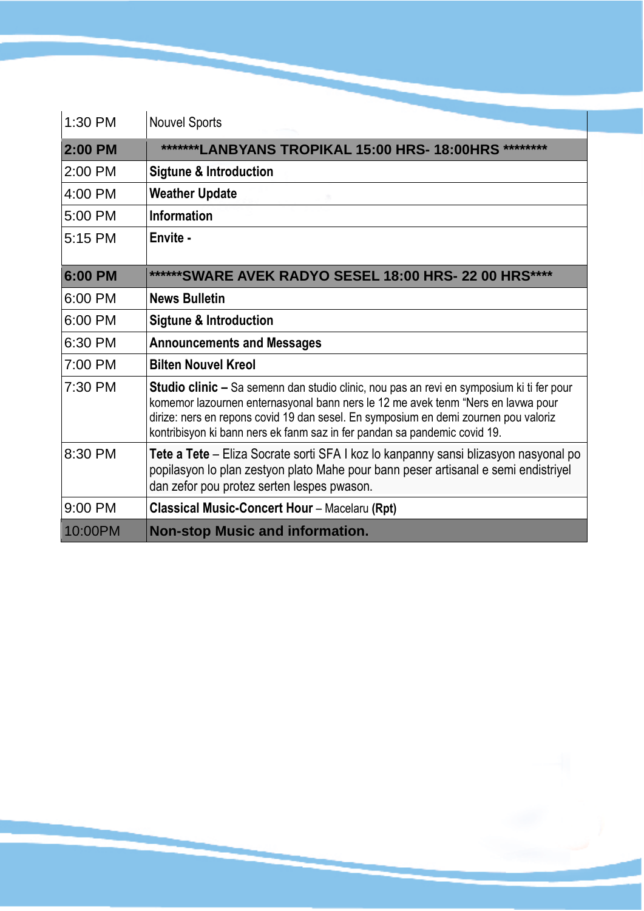| | |
|---|---|
| 1:30 PM | Nouvel Sports |
| **2:00 PM** | ***********LANBYANS TROPIKAL 15:00 HRS- 18:00HRS ************** |
| 2:00 PM | **Sigtune & Introduction** |
| 4:00 PM | **Weather Update** |
| 5:00 PM | **Information** |
| 5:15 PM | **Envite -** |
| **6:00 PM** | ******SWARE AVEK RADYO SESEL 18:00 HRS- 22 00 HRS**** |
| 6:00 PM | **News Bulletin** |
| 6:00 PM | **Sigtune & Introduction** |
| 6:30 PM | **Announcements and Messages** |
| 7:00 PM | **Bilten Nouvel Kreol** |
| 7:30 PM | **Studio clinic –** Sa semenn dan studio clinic, nou pas an revi en symposium ki ti fer pour komemor lazournen enternasyonal bann ners le 12 me avek tenm "Ners en lavwa pour dirize: ners en repons covid 19 dan sesel. En symposium en demi zournen pou valoriz kontribisyon ki bann ners ek fanm saz in fer pandan sa pandemic covid 19. |
| 8:30 PM | **Tete a Tete** – Eliza Socrate sorti SFA I koz lo kanpanny sansi blizasyon nasyonal po popilasyon lo plan zestyon plato Mahe pour bann peser artisanal e semi endistriyel dan zefor pou protez serten lespes pwason. |
| 9:00 PM | **Classical Music-Concert Hour** – Macelaru **(Rpt)** |
| 10:00PM | **Non-stop Music and information.** |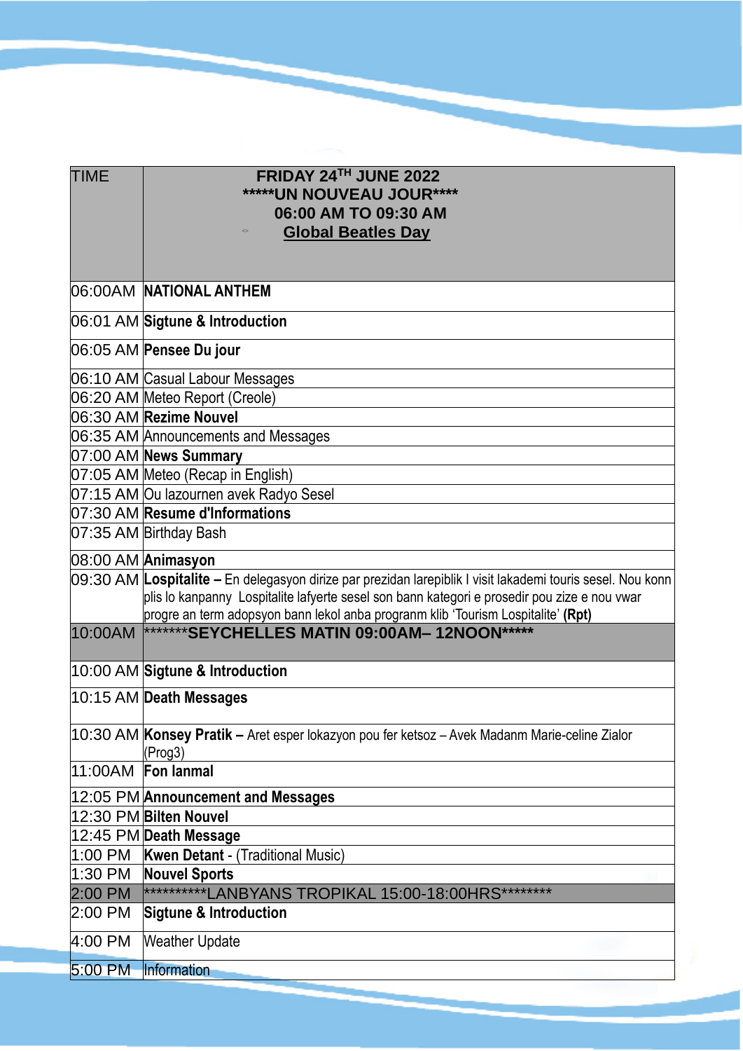| TIME | FRIDAY 24TH JUNE 2022<br>\*\*\*\*\*UN NOUVEAU JOUR\*\*\*\*<br>06:00 AM TO 09:30 AM<br>Global Beatles Day |
|---|---|
| 06:00AM | **NATIONAL ANTHEM** |
| 06:01 AM | **Sigtune & Introduction** |
| 06:05 AM | **Pensee Du jour** |
| 06:10 AM | Casual Labour Messages |
| 06:20 AM | Meteo Report (Creole) |
| 06:30 AM | **Rezime Nouvel** |
| 06:35 AM | Announcements and Messages |
| 07:00 AM | **News Summary** |
| 07:05 AM | Meteo (Recap in English) |
| 07:15 AM | Ou lazournen avek Radyo Sesel |
| 07:30 AM | **Resume d'Informations** |
| 07:35 AM | Birthday Bash |
| 08:00 AM | **Animasyon** |
| 09:30 AM | **Lospitalite –** En delegasyon dirize par prezidan larepiblik I visit lakademi touris sesel. Nou konn plis lo kanpanny Lospitalite lafyerte sesel son bann kategori e prosedir pou zize e nou vwar progre an term adopsyon bann lekol anba progranm klib 'Tourism Lospitalite' **(Rpt)** |
| 10:00AM | \*\*\*\*\*\*\***SEYCHELLES MATIN 09:00AM– 12NOON**\*\*\*\*\* |
| 10:00 AM | **Sigtune & Introduction** |
| 10:15 AM | **Death Messages** |
| 10:30 AM | **Konsey Pratik –** Aret esper lokazyon pou fer ketsoz – Avek Madanm Marie-celine Zialor (Prog3) |
| 11:00AM | **Fon lanmal** |
| 12:05 PM | **Announcement and Messages** |
| 12:30 PM | **Bilten Nouvel** |
| 12:45 PM | **Death Message** |
| 1:00 PM | **Kwen Detant** - (Traditional Music) |
| 1:30 PM | **Nouvel Sports** |
| 2:00 PM | \*\*\*\*\*\*\*\*\*\*LANBYANS TROPIKAL 15:00-18:00HRS\*\*\*\*\*\*\*\* |
| 2:00 PM | **Sigtune & Introduction** |
| 4:00 PM | Weather Update |
| 5:00 PM | Information |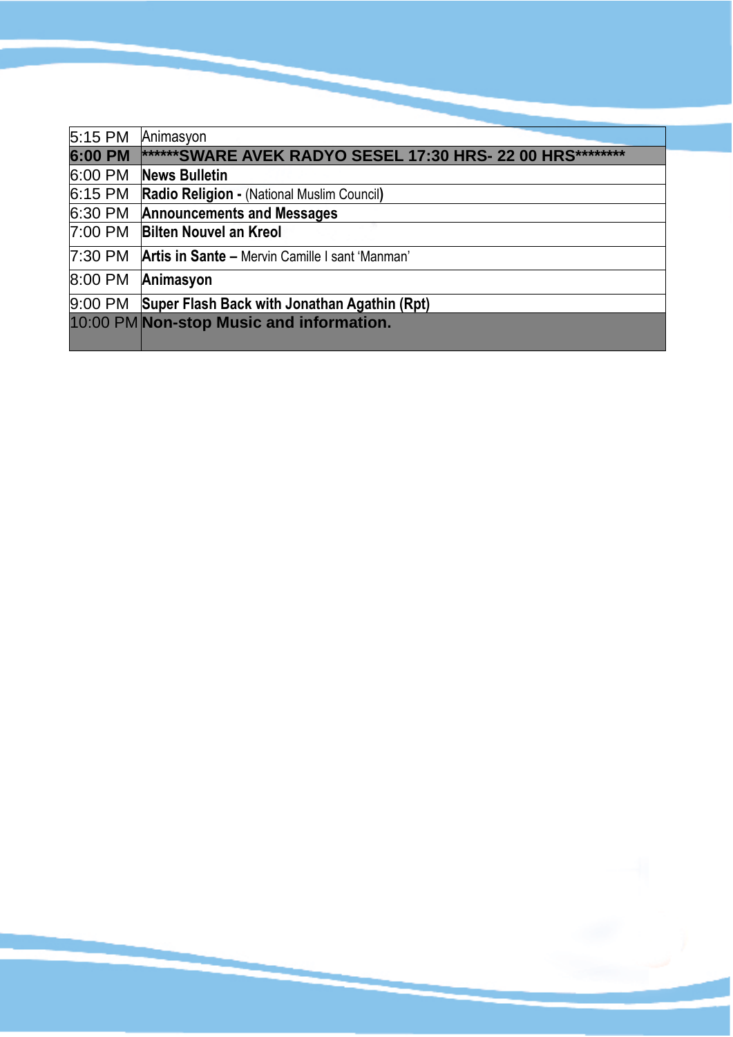| | |
|---|---|
| 5:15 PM | Animasyon |
| **6:00 PM** | **\*\*\*\*\*\*SWARE AVEK RADYO SESEL 17:30 HRS- 22 00 HRS\*\*\*\*\*\*\*\*** |
| 6:00 PM | **News Bulletin** |
| 6:15 PM | **Radio Religion -** (National Muslim Council**)** |
| 6:30 PM | **Announcements and Messages** |
| 7:00 PM | **Bilten Nouvel an Kreol** |
| 7:30 PM | **Artis in Sante –** Mervin Camille I sant 'Manman' |
| 8:00 PM | **Animasyon** |
| 9:00 PM | **Super Flash Back with Jonathan Agathin (Rpt)** |
| 10:00 PM | **Non-stop Music and information.** |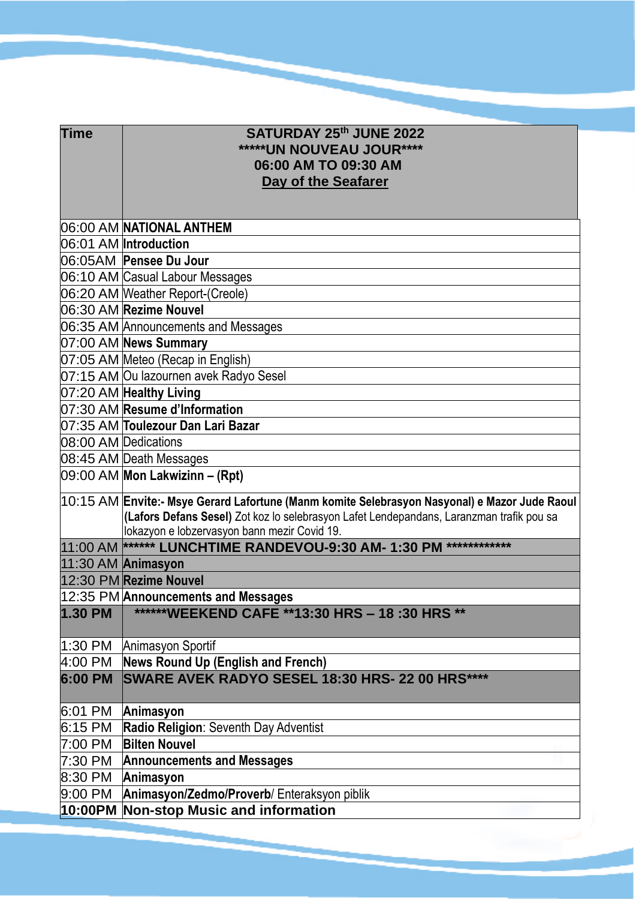| Time | SATURDAY 25th JUNE 2022<br>*****UN NOUVEAU JOUR****<br>06:00 AM TO 09:30 AM<br>Day of the Seafarer |
|---|---|
| 06:00 AM | **NATIONAL ANTHEM** |
| 06:01 AM | **Introduction** |
| 06:05AM | **Pensee Du Jour** |
| 06:10 AM | Casual Labour Messages |
| 06:20 AM | Weather Report-(Creole) |
| 06:30 AM | **Rezime Nouvel** |
| 06:35 AM | Announcements and Messages |
| 07:00 AM | **News Summary** |
| 07:05 AM | Meteo (Recap in English) |
| 07:15 AM | Ou lazournen avek Radyo Sesel |
| 07:20 AM | **Healthy Living** |
| 07:30 AM | **Resume d'Information** |
| 07:35 AM | **Toulezour Dan Lari Bazar** |
| 08:00 AM | Dedications |
| 08:45 AM | Death Messages |
| 09:00 AM | **Mon Lakwizinn – (Rpt)** |
| 10:15 AM | **Envite:- Msye Gerard Lafortune (Manm komite Selebrasyon Nasyonal) e Mazor Jude Raoul (Lafors Defans Sesel)** Zot koz lo selebrasyon Lafet Lendepandans, Laranzman trafik pou sa lokazyon e lobzervasyon bann mezir Covid 19. |
| 11:00 AM | **\*\*\*\*\*\* LUNCHTIME RANDEVOU-9:30 AM- 1:30 PM \*\*\*\*\*\*\*\*\*\*\*\*** |
| 11:30 AM | **Animasyon** |
| 12:30 PM | **Rezime Nouvel** |
| 12:35 PM | **Announcements and Messages** |
| **1.30 PM** | **\*\*\*\*\*\*WEEKEND CAFE \*\*13:30 HRS – 18 :30 HRS \*\*** |
| 1:30 PM | Animasyon Sportif |
| 4:00 PM | **News Round Up (English and French)** |
| **6:00 PM** | **SWARE AVEK RADYO SESEL 18:30 HRS- 22 00 HRS\*\*\*\*** |
| 6:01 PM | **Animasyon** |
| 6:15 PM | **Radio Religion**: Seventh Day Adventist |
| 7:00 PM | **Bilten Nouvel** |
| 7:30 PM | **Announcements and Messages** |
| 8:30 PM | **Animasyon** |
| 9:00 PM | **Animasyon/Zedmo/Proverb**/ Enteraksyon piblik |
| **10:00PM** | **Non-stop Music and information** |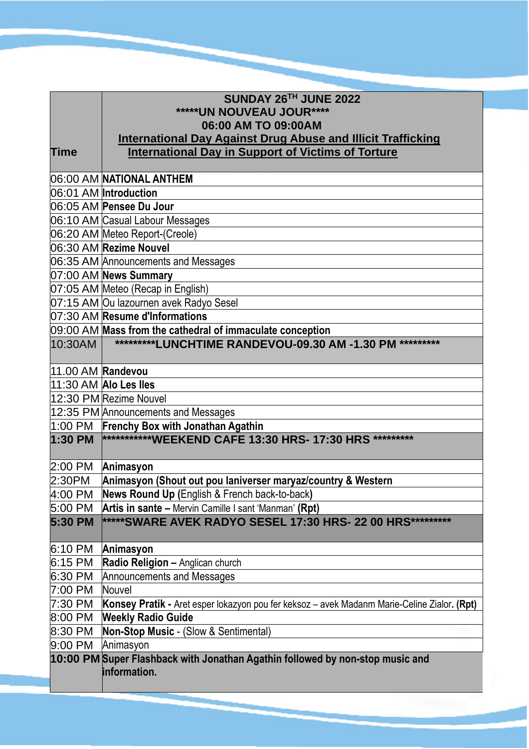| Time | SUNDAY 26[TH] JUNE 2022<br>*****UN NOUVEAU JOUR****<br>06:00 AM TO 09:00AM<br>International Day Against Drug Abuse and Illicit Trafficking<br>International Day in Support of Victims of Torture |
|---|---|
| 06:00 AM | **NATIONAL ANTHEM** |
| 06:01 AM | **Introduction** |
| 06:05 AM | **Pensee Du Jour** |
| 06:10 AM | Casual Labour Messages |
| 06:20 AM | Meteo Report-(Creole) |
| 06:30 AM | **Rezime Nouvel** |
| 06:35 AM | Announcements and Messages |
| 07:00 AM | **News Summary** |
| 07:05 AM | Meteo (Recap in English) |
| 07:15 AM | Ou lazournen avek Radyo Sesel |
| 07:30 AM | **Resume d'Informations** |
| 09:00 AM | **Mass from the cathedral of immaculate conception** |
| 10:30AM | **********LUNCHTIME RANDEVOU-09.30 AM -1.30 PM ********** |
| 11.00 AM | **Randevou** |
| 11:30 AM | **Alo Les Iles** |
| 12:30 PM | Rezime Nouvel |
| 12:35 PM | Announcements and Messages |
| 1:00 PM | **Frenchy Box with Jonathan Agathin** |
| **1:30 PM** | *************WEEKEND CAFE 13:30 HRS- 17:30 HRS ********** |
| 2:00 PM | **Animasyon** |
| 2:30PM | **Animasyon (Shout out pou laniverser maryaz/country & Western** |
| 4:00 PM | **News Round Up** (English & French back-to-back**)** |
| 5:00 PM | **Artis in sante –** Mervin Camille I sant 'Manman' **(Rpt)** |
| **5:30 PM** | ******SWARE AVEK RADYO SESEL 17:30 HRS- 22 00 HRS********** |
| 6:10 PM | **Animasyon** |
| 6:15 PM | **Radio Religion –** Anglican church |
| 6:30 PM | Announcements and Messages |
| 7:00 PM | Nouvel |
| 7:30 PM | **Konsey Pratik -** Aret esper lokazyon pou fer keksoz – avek Madanm Marie-Celine Zialor**. (Rpt)** |
| 8:00 PM | **Weekly Radio Guide** |
| 8:30 PM | **Non-Stop Music** - (Slow & Sentimental) |
| 9:00 PM | Animasyon |
| **10:00 PM** | **Super Flashback with Jonathan Agathin followed by non-stop music and information.** |